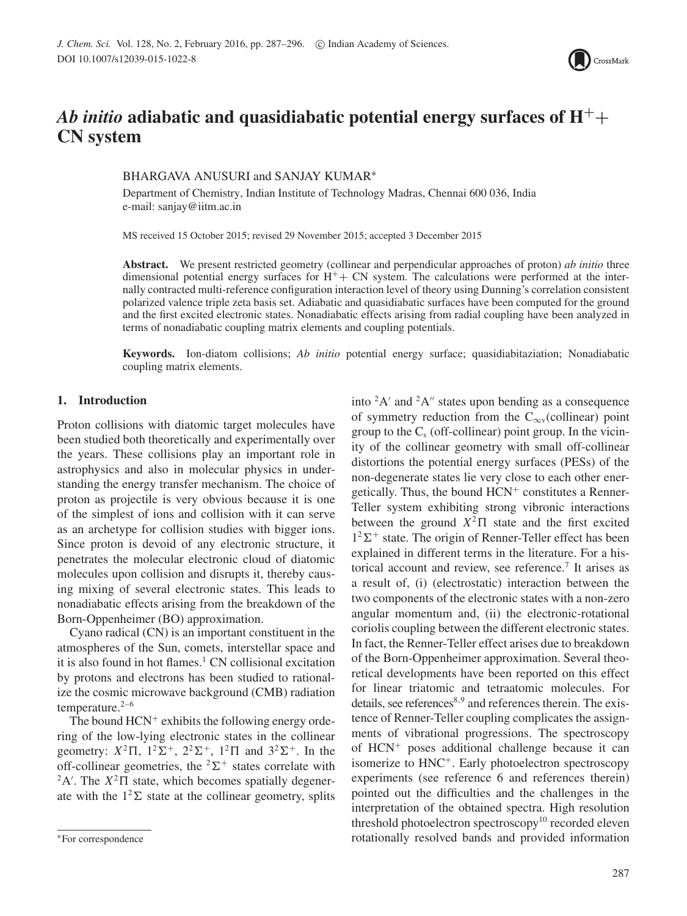# *Ab initio* adiabatic and quasidiabatic potential energy surfaces of $H^+$+ CN system

BHARGAVA ANUSURI and SANJAY KUMAR*

Department of Chemistry, Indian Institute of Technology Madras, Chennai 600 036, India
e-mail: sanjay@iitm.ac.in

MS received 15 October 2015; revised 29 November 2015; accepted 3 December 2015

**Abstract.** We present restricted geometry (collinear and perpendicular approaches of proton) *ab initio* three dimensional potential energy surfaces for $H^+$+ CN system. The calculations were performed at the internally contracted multi-reference configuration interaction level of theory using Dunning's correlation consistent polarized valence triple zeta basis set. Adiabatic and quasidiabatic surfaces have been computed for the ground and the first excited electronic states. Nonadiabatic effects arising from radial coupling have been analyzed in terms of nonadiabatic coupling matrix elements and coupling potentials.

**Keywords.** Ion-diatom collisions; *Ab initio* potential energy surface; quasidiabitaziation; Nonadiabatic coupling matrix elements.

## 1. Introduction

Proton collisions with diatomic target molecules have been studied both theoretically and experimentally over the years. These collisions play an important role in astrophysics and also in molecular physics in understanding the energy transfer mechanism. The choice of proton as projectile is very obvious because it is one of the simplest of ions and collision with it can serve as an archetype for collision studies with bigger ions. Since proton is devoid of any electronic structure, it penetrates the molecular electronic cloud of diatomic molecules upon collision and disrupts it, thereby causing mixing of several electronic states. This leads to nonadiabatic effects arising from the breakdown of the Born-Oppenheimer (BO) approximation.

Cyano radical (CN) is an important constituent in the atmospheres of the Sun, comets, interstellar space and it is also found in hot flames.[1] CN collisional excitation by protons and electrons has been studied to rationalize the cosmic microwave background (CMB) radiation temperature.[2–6]

The bound $HCN^+$ exhibits the following energy ordering of the low-lying electronic states in the collinear geometry: $X^2\Pi$, $1^2\Sigma^+$, $2^2\Sigma^+$, $1^2\Pi$ and $3^2\Sigma^+$. In the off-collinear geometries, the $^2\Sigma^+$ states correlate with $^2A'$. The $X^2\Pi$ state, which becomes spatially degenerate with the $1^2\Sigma$ state at the collinear geometry, splits into $^2A'$ and $^2A''$ states upon bending as a consequence of symmetry reduction from the $C_{\infty v}$(collinear) point group to the $C_s$ (off-collinear) point group. In the vicinity of the collinear geometry with small off-collinear distortions the potential energy surfaces (PESs) of the non-degenerate states lie very close to each other energetically. Thus, the bound $HCN^+$ constitutes a Renner-Teller system exhibiting strong vibronic interactions between the ground $X^2\Pi$ state and the first excited $1^2\Sigma^+$ state. The origin of Renner-Teller effect has been explained in different terms in the literature. For a historical account and review, see reference.[7] It arises as a result of, (i) (electrostatic) interaction between the two components of the electronic states with a non-zero angular momentum and, (ii) the electronic-rotational coriolis coupling between the different electronic states. In fact, the Renner-Teller effect arises due to breakdown of the Born-Oppenheimer approximation. Several theoretical developments have been reported on this effect for linear triatomic and tetraatomic molecules. For details, see references[8,9] and references therein. The existence of Renner-Teller coupling complicates the assignments of vibrational progressions. The spectroscopy of $HCN^+$ poses additional challenge because it can isomerize to $HNC^+$. Early photoelectron spectroscopy experiments (see reference 6 and references therein) pointed out the difficulties and the challenges in the interpretation of the obtained spectra. High resolution threshold photoelectron spectroscopy[10] recorded eleven rotationally resolved bands and provided information

*For correspondence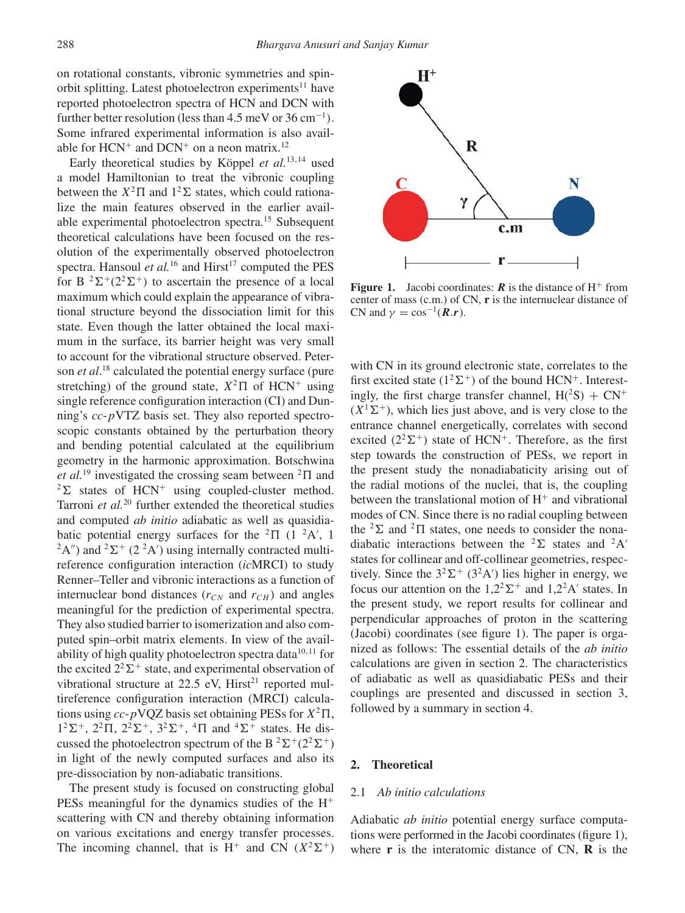on rotational constants, vibronic symmetries and spin-orbit splitting. Latest photoelectron experiments[11] have reported photoelectron spectra of HCN and DCN with further better resolution (less than 4.5 meV or 36 cm$^{-1}$). Some infrared experimental information is also available for $HCN^+$ and $DCN^+$ on a neon matrix.[12]

Early theoretical studies by Köppel *et al.*[13,14] used a model Hamiltonian to treat the vibronic coupling between the $X^2\Pi$ and $1^2\Sigma$ states, which could rationalize the main features observed in the earlier available experimental photoelectron spectra.[15] Subsequent theoretical calculations have been focused on the resolution of the experimentally observed photoelectron spectra. Hansoul *et al.*[16] and Hirst[17] computed the PES for B $^2\Sigma^+(2^2\Sigma^+)$ to ascertain the presence of a local maximum which could explain the appearance of vibrational structure beyond the dissociation limit for this state. Even though the latter obtained the local maximum in the surface, its barrier height was very small to account for the vibrational structure observed. Peterson *et al.*[18] calculated the potential energy surface (pure stretching) of the ground state, $X^2\Pi$ of $HCN^+$ using single reference configuration interaction (CI) and Dunning's *cc*-*p*VTZ basis set. They also reported spectroscopic constants obtained by the perturbation theory and bending potential calculated at the equilibrium geometry in the harmonic approximation. Botschwina *et al.*[19] investigated the crossing seam between $^2\Pi$ and $^2\Sigma$ states of $HCN^+$ using coupled-cluster method. Tarroni *et al.*[20] further extended the theoretical studies and computed *ab initio* adiabatic as well as quasidiabatic potential energy surfaces for the $^2\Pi$ (1 $^2$A$'$, 1 $^2$A$''$) and $^2\Sigma^+$ (2 $^2$A$'$) using internally contracted multireference configuration interaction (*ic*MRCI) to study Renner–Teller and vibronic interactions as a function of internuclear bond distances ($r_{CN}$ and $r_{CH}$) and angles meaningful for the prediction of experimental spectra. They also studied barrier to isomerization and also computed spin–orbit matrix elements. In view of the availability of high quality photoelectron spectra data[10,11] for the excited $2^2\Sigma^+$ state, and experimental observation of vibrational structure at 22.5 eV, Hirst[21] reported multireference configuration interaction (MRCI) calculations using *cc*-*p*VQZ basis set obtaining PESs for $X^2\Pi$, $1^2\Sigma^+$, $2^2\Pi$, $2^2\Sigma^+$, $3^2\Sigma^+$, $^4\Pi$ and $^4\Sigma^+$ states. He discussed the photoelectron spectrum of the B $^2\Sigma^+(2^2\Sigma^+)$ in light of the newly computed surfaces and also its pre-dissociation by non-adiabatic transitions.

The present study is focused on constructing global PESs meaningful for the dynamics studies of the $H^+$ scattering with CN and thereby obtaining information on various excitations and energy transfer processes. The incoming channel, that is $H^+$ and CN ($X^2\Sigma^+$) with CN in its ground electronic state, correlates to the first excited state ($1^2\Sigma^+$) of the bound $HCN^+$. Interestingly, the first charge transfer channel, H($^2$S) + $CN^+$ ($X^1\Sigma^+$), which lies just above, and is very close to the entrance channel energetically, correlates with second excited ($2^2\Sigma^+$) state of $HCN^+$. Therefore, as the first step towards the construction of PESs, we report in the present study the nonadiabaticity arising out of the radial motions of the nuclei, that is, the coupling between the translational motion of $H^+$ and vibrational modes of CN. Since there is no radial coupling between the $^2\Sigma$ and $^2\Pi$ states, one needs to consider the nonadiabatic interactions between the $^2\Sigma$ states and $^2$A$'$ states for collinear and off-collinear geometries, respectively. Since the $3^2\Sigma^+$ ($3^2$A$'$) lies higher in energy, we focus our attention on the $1,2^2\Sigma^+$ and $1,2^2$A$'$ states. In the present study, we report results for collinear and perpendicular approaches of proton in the scattering (Jacobi) coordinates (see figure 1). The paper is organized as follows: The essential details of the *ab initio* calculations are given in section 2. The characteristics of adiabatic as well as quasidiabatic PESs and their couplings are presented and discussed in section 3, followed by a summary in section 4.

**Figure 1.** Jacobi coordinates: $\boldsymbol{R}$ is the distance of $H^+$ from center of mass (c.m.) of CN, $\mathbf{r}$ is the internuclear distance of CN and $\gamma = \cos^{-1}(\boldsymbol{R}.\boldsymbol{r})$.

## 2. Theoretical

### 2.1 *Ab initio calculations*

Adiabatic *ab initio* potential energy surface computations were performed in the Jacobi coordinates (figure 1), where $\mathbf{r}$ is the interatomic distance of CN, $\mathbf{R}$ is the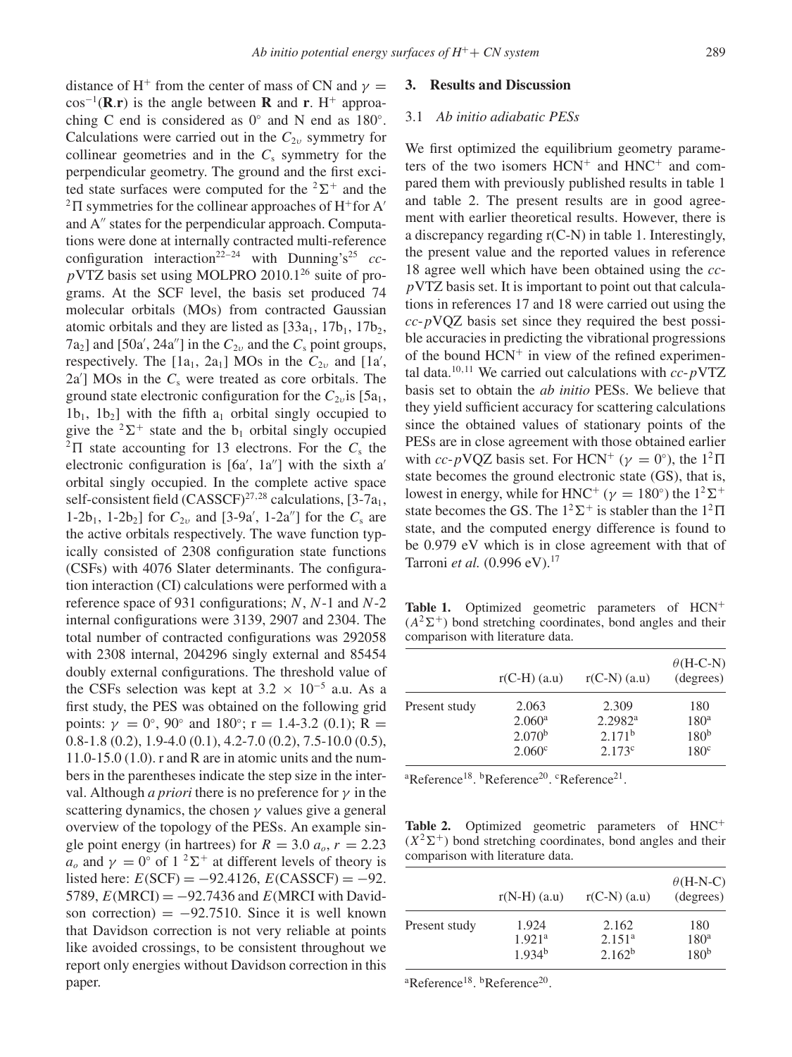distance of $H^+$ from the center of mass of CN and $\gamma = \cos^{-1}(\mathbf{R}.\mathbf{r})$ is the angle between **R** and **r**. $H^+$ approaching C end is considered as 0° and N end as 180°. Calculations were carried out in the $C_{2v}$ symmetry for collinear geometries and in the $C_s$ symmetry for the perpendicular geometry. The ground and the first excited state surfaces were computed for the $^2\Sigma^+$ and the $^2\Pi$ symmetries for the collinear approaches of $H^+$for A′ and A″ states for the perpendicular approach. Computations were done at internally contracted multi-reference configuration interaction[22–24] with Dunning's[25] *cc-pVTZ* basis set using MOLPRO 2010.1[26] suite of programs. At the SCF level, the basis set produced 74 molecular orbitals (MOs) from contracted Gaussian atomic orbitals and they are listed as [$33a_1$, $17b_1$, $17b_2$, $7a_2$] and [50a′, 24a″] in the $C_{2v}$ and the $C_s$ point groups, respectively. The [$1a_1$, $2a_1$] MOs in the $C_{2v}$ and [1a′, 2a′] MOs in the $C_s$ were treated as core orbitals. The ground state electronic configuration for the $C_{2v}$is [$5a_1$, $1b_1$, $1b_2$] with the fifth $a_1$ orbital singly occupied to give the $^2\Sigma^+$ state and the $b_1$ orbital singly occupied $^2\Pi$ state accounting for 13 electrons. For the $C_s$ the electronic configuration is [6a′, 1a″] with the sixth a′ orbital singly occupied. In the complete active space self-consistent field (CASSCF)[27,28] calculations, [3-$7a_1$, 1-$2b_1$, 1-$2b_2$] for $C_{2v}$ and [3-9a′, 1-2a″] for the $C_s$ are the active orbitals respectively. The wave function typically consisted of 2308 configuration state functions (CSFs) with 4076 Slater determinants. The configuration interaction (CI) calculations were performed with a reference space of 931 configurations; *N*, *N*-1 and *N*-2 internal configurations were 3139, 2907 and 2304. The total number of contracted configurations was 292058 with 2308 internal, 204296 singly external and 85454 doubly external configurations. The threshold value of the CSFs selection was kept at $3.2 \times 10^{-5}$ a.u. As a first study, the PES was obtained on the following grid points: $\gamma = 0°$, 90° and 180°; r = 1.4-3.2 (0.1); R = 0.8-1.8 (0.2), 1.9-4.0 (0.1), 4.2-7.0 (0.2), 7.5-10.0 (0.5), 11.0-15.0 (1.0). r and R are in atomic units and the numbers in the parentheses indicate the step size in the interval. Although *a priori* there is no preference for $\gamma$ in the scattering dynamics, the chosen $\gamma$ values give a general overview of the topology of the PESs. An example single point energy (in hartrees) for $R = 3.0\ a_o$, $r = 2.23\ a_o$ and $\gamma = 0°$ of 1 $^2\Sigma^+$ at different levels of theory is listed here: $E(\text{SCF}) = -92.4126$, $E(\text{CASSCF}) = -92.5789$, $E(\text{MRCI}) = -92.7436$ and $E$(MRCI with Davidson correction) $= -92.7510$. Since it is well known that Davidson correction is not very reliable at points like avoided crossings, to be consistent throughout we report only energies without Davidson correction in this paper.

## 3. Results and Discussion

### 3.1 *Ab initio adiabatic PESs*

We first optimized the equilibrium geometry parameters of the two isomers $HCN^+$ and $HNC^+$ and compared them with previously published results in table 1 and table 2. The present results are in good agreement with earlier theoretical results. However, there is a discrepancy regarding r(C-N) in table 1. Interestingly, the present value and the reported values in reference 18 agree well which have been obtained using the *cc-pVTZ* basis set. It is important to point out that calculations in references 17 and 18 were carried out using the *cc-pVQZ* basis set since they required the best possible accuracies in predicting the vibrational progressions of the bound $HCN^+$ in view of the refined experimental data.[10,11] We carried out calculations with *cc-pVTZ* basis set to obtain the *ab initio* PESs. We believe that they yield sufficient accuracy for scattering calculations since the obtained values of stationary points of the PESs are in close agreement with those obtained earlier with *cc-pVQZ* basis set. For $HCN^+$ ($\gamma = 0°$), the $1^2\Pi$ state becomes the ground electronic state (GS), that is, lowest in energy, while for $HNC^+$ ($\gamma = 180°$) the $1^2\Sigma^+$ state becomes the GS. The $1^2\Sigma^+$ is stabler than the $1^2\Pi$ state, and the computed energy difference is found to be 0.979 eV which is in close agreement with that of Tarroni *et al.* (0.996 eV).[17]

**Table 1.** Optimized geometric parameters of $HCN^+$ ($A^2\Sigma^+$) bond stretching coordinates, bond angles and their comparison with literature data.

| | r(C-H) (a.u) | r(C-N) (a.u) | θ(H-C-N) (degrees) |
|---|---|---|---|
| Present study | 2.063 | 2.309 | 180 |
| | 2.060[a] | 2.2982[a] | 180[a] |
| | 2.070[b] | 2.171[b] | 180[b] |
| | 2.060[c] | 2.173[c] | 180[c] |

[a]Reference[18]. [b]Reference[20]. [c]Reference[21].

**Table 2.** Optimized geometric parameters of $HNC^+$ ($X^2\Sigma^+$) bond stretching coordinates, bond angles and their comparison with literature data.

| | r(N-H) (a.u) | r(C-N) (a.u) | θ(H-N-C) (degrees) |
|---|---|---|---|
| Present study | 1.924 | 2.162 | 180 |
| | 1.921[a] | 2.151[a] | 180[a] |
| | 1.934[b] | 2.162[b] | 180[b] |

[a]Reference[18]. [b]Reference[20].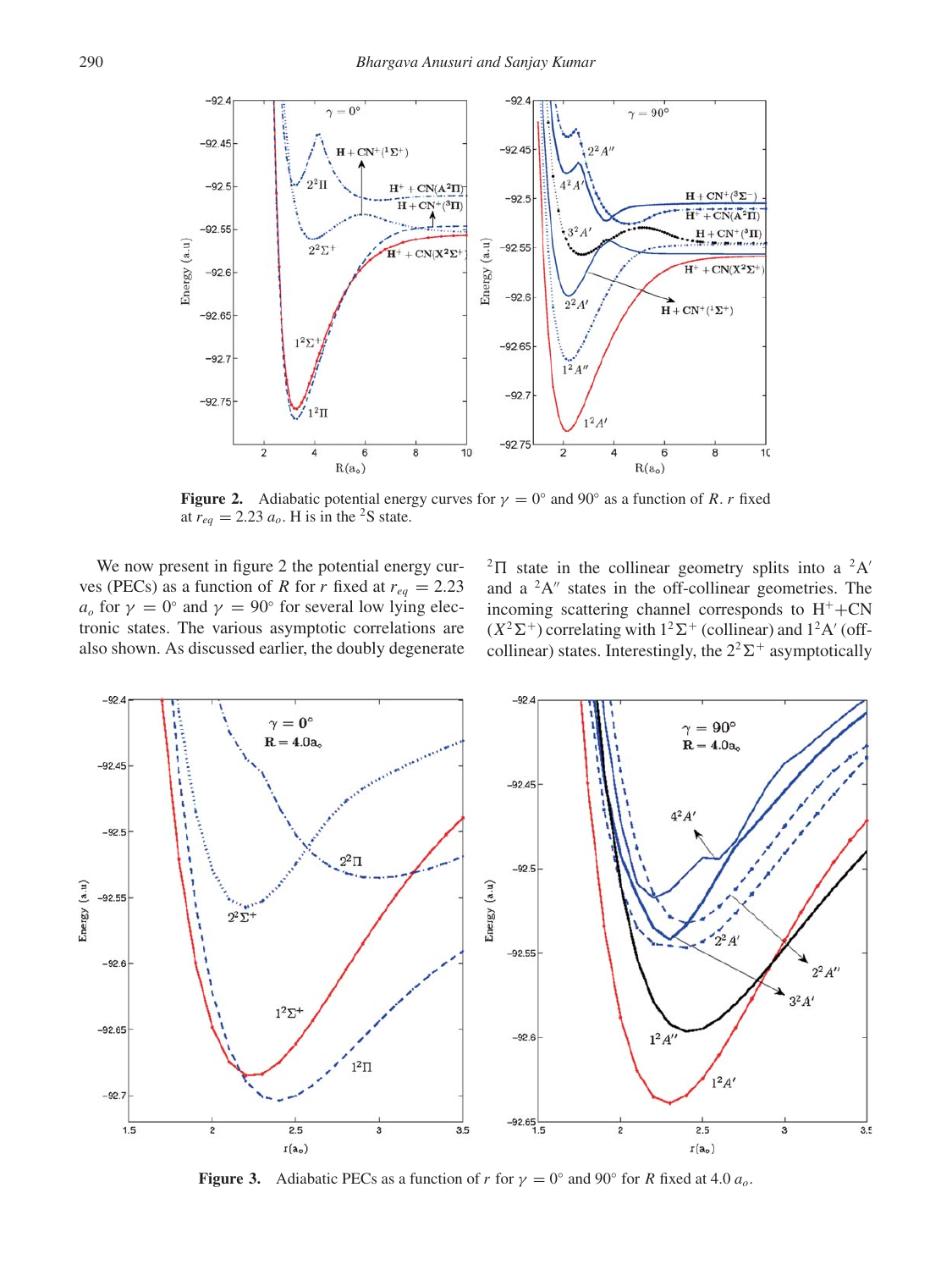**Figure 2.** Adiabatic potential energy curves for $\gamma = 0°$ and $90°$ as a function of $R$. $r$ fixed at $r_{eq} = 2.23\ a_o$. H is in the $^2$S state.

We now present in figure 2 the potential energy curves (PECs) as a function of $R$ for $r$ fixed at $r_{eq} = 2.23\ a_o$ for $\gamma = 0°$ and $\gamma = 90°$ for several low lying electronic states. The various asymptotic correlations are also shown. As discussed earlier, the doubly degenerate $^2\Pi$ state in the collinear geometry splits into a $^2$A$'$ and a $^2$A$''$ states in the off-collinear geometries. The incoming scattering channel corresponds to $H^+$+CN ($X^2\Sigma^+$) correlating with $1^2\Sigma^+$ (collinear) and $1^2$A$'$ (off-collinear) states. Interestingly, the $2^2\Sigma^+$ asymptotically

**Figure 3.** Adiabatic PECs as a function of $r$ for $\gamma = 0°$ and $90°$ for $R$ fixed at 4.0 $a_o$.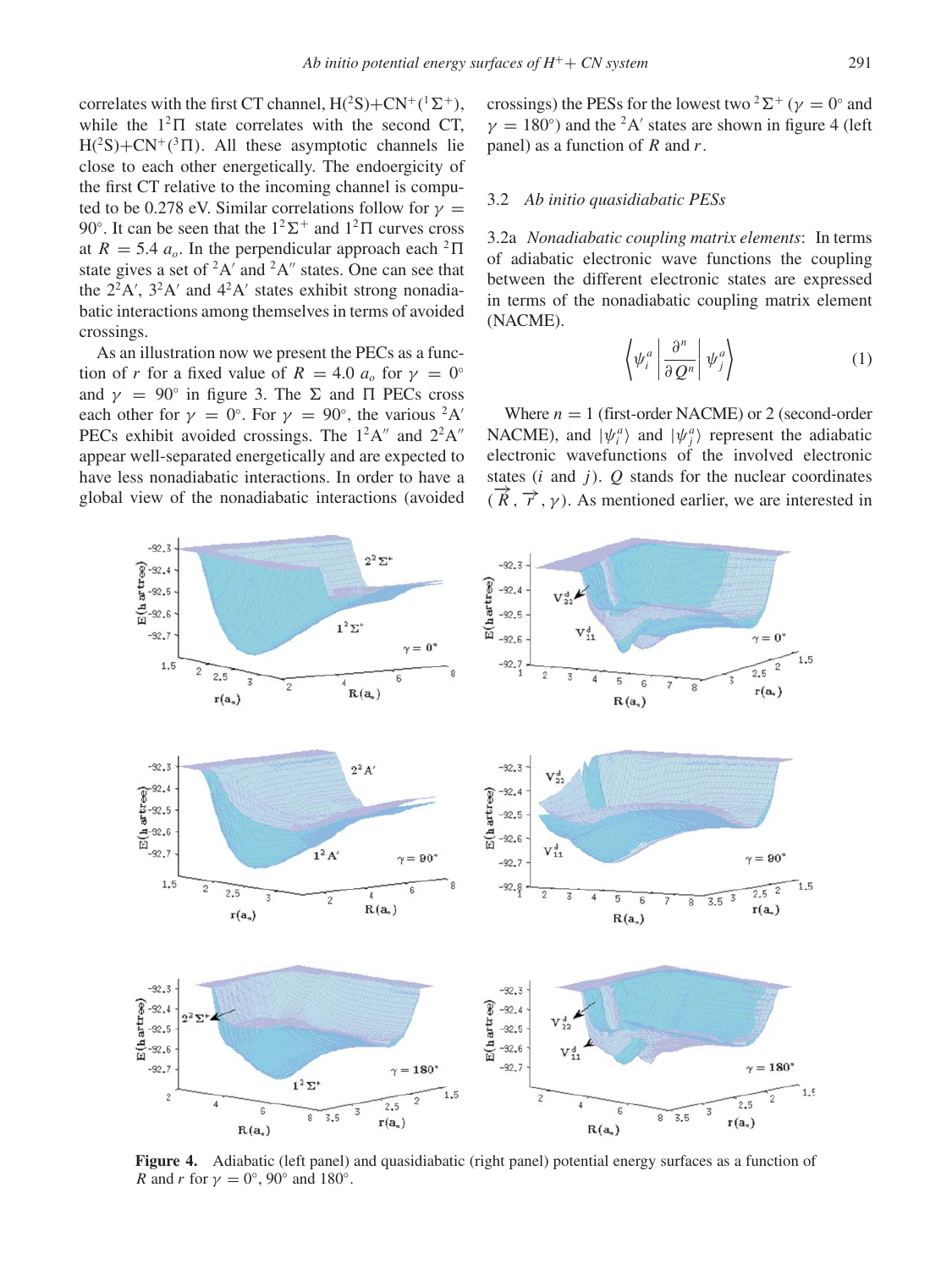correlates with the first CT channel, H($^2$S)+CN$^+$($^1\Sigma^+$), while the $1^2\Pi$ state correlates with the second CT, H($^2$S)+CN$^+$($^3\Pi$). All these asymptotic channels lie close to each other energetically. The endoergicity of the first CT relative to the incoming channel is computed to be 0.278 eV. Similar correlations follow for $\gamma = 90°$. It can be seen that the $1^2\Sigma^+$ and $1^2\Pi$ curves cross at $R = 5.4\ a_o$. In the perpendicular approach each $^2\Pi$ state gives a set of $^2$A′ and $^2$A″ states. One can see that the $2^2$A′, $3^2$A′ and $4^2$A′ states exhibit strong nonadiabatic interactions among themselves in terms of avoided crossings.

As an illustration now we present the PECs as a function of $r$ for a fixed value of $R = 4.0\ a_o$ for $\gamma = 0°$ and $\gamma = 90°$ in figure 3. The $\Sigma$ and $\Pi$ PECs cross each other for $\gamma = 0°$. For $\gamma = 90°$, the various $^2$A′ PECs exhibit avoided crossings. The $1^2$A″ and $2^2$A″ appear well-separated energetically and are expected to have less nonadiabatic interactions. In order to have a global view of the nonadiabatic interactions (avoided crossings) the PESs for the lowest two $^2\Sigma^+$ ($\gamma = 0°$ and $\gamma = 180°$) and the $^2$A′ states are shown in figure 4 (left panel) as a function of $R$ and $r$.

## 3.2 *Ab initio quasidiabatic PESs*

3.2a *Nonadiabatic coupling matrix elements*: In terms of adiabatic electronic wave functions the coupling between the different electronic states are expressed in terms of the nonadiabatic coupling matrix element (NACME).

$$\left\langle \psi_i^a \left| \frac{\partial^n}{\partial Q^n} \right| \psi_j^a \right\rangle \tag{1}$$

Where $n = 1$ (first-order NACME) or 2 (second-order NACME), and $|\psi_i^a\rangle$ and $|\psi_j^a\rangle$ represent the adiabatic electronic wavefunctions of the involved electronic states ($i$ and $j$). $Q$ stands for the nuclear coordinates ($\vec{R}$, $\vec{r}$, $\gamma$). As mentioned earlier, we are interested in

**Figure 4.** Adiabatic (left panel) and quasidiabatic (right panel) potential energy surfaces as a function of $R$ and $r$ for $\gamma = 0°$, $90°$ and $180°$.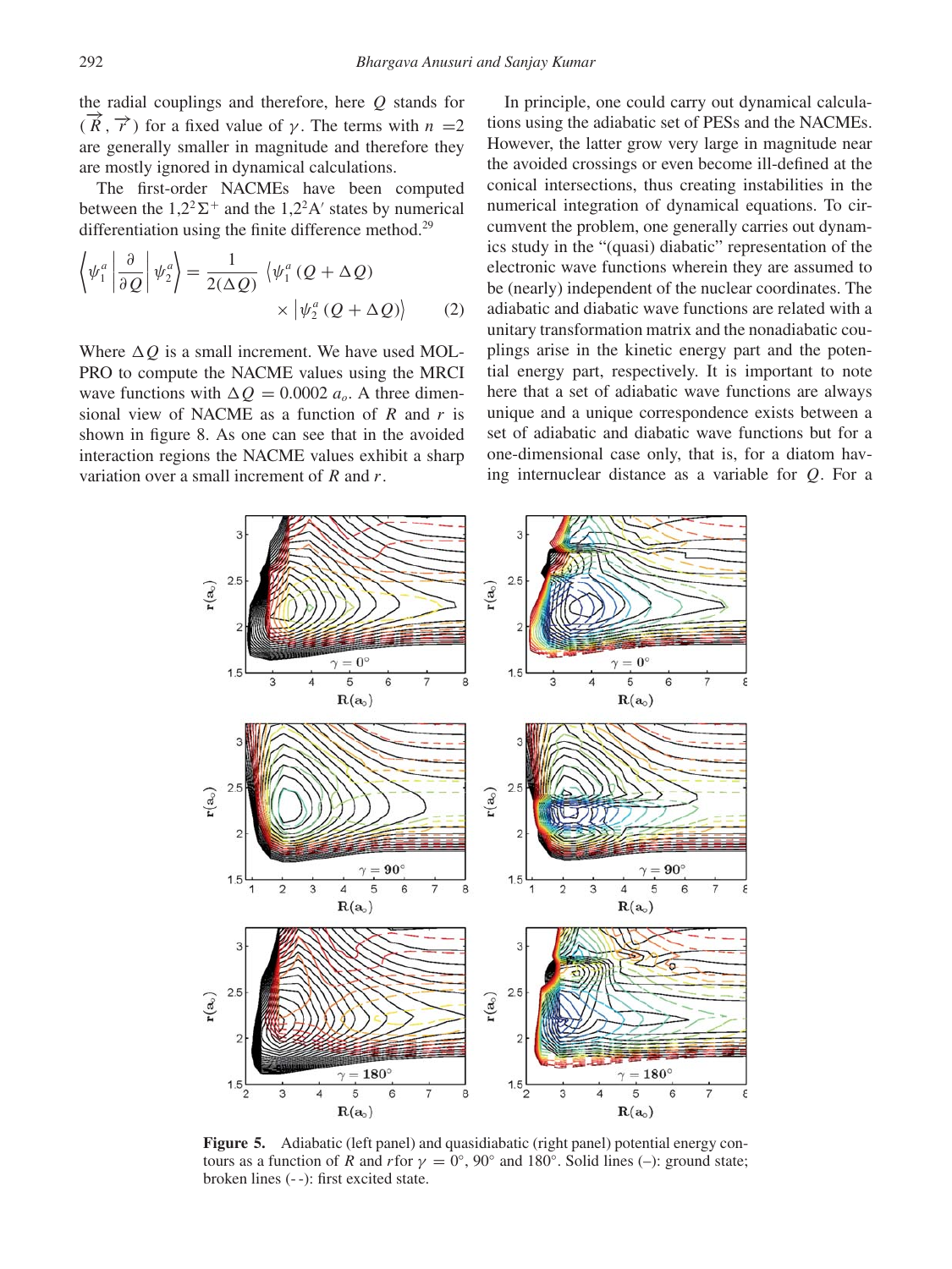the radial couplings and therefore, here $Q$ stands for $(\vec{R}, \vec{r})$ for a fixed value of $\gamma$. The terms with $n = 2$ are generally smaller in magnitude and therefore they are mostly ignored in dynamical calculations.

The first-order NACMEs have been computed between the $1,2^2\Sigma^+$ and the $1,2^2A'$ states by numerical differentiation using the finite difference method.[29]

$$\left\langle \psi_1^a \left| \frac{\partial}{\partial Q} \right| \psi_2^a \right\rangle = \frac{1}{2(\Delta Q)} \left\langle \psi_1^a (Q + \Delta Q) \right. \\ \left. \times \left| \psi_2^a (Q + \Delta Q) \right\rangle \right. \qquad (2)$$

Where $\Delta Q$ is a small increment. We have used MOLPRO to compute the NACME values using the MRCI wave functions with $\Delta Q = 0.0002\ a_o$. A three dimensional view of NACME as a function of $R$ and $r$ is shown in figure 8. As one can see that in the avoided interaction regions the NACME values exhibit a sharp variation over a small increment of $R$ and $r$.

In principle, one could carry out dynamical calculations using the adiabatic set of PESs and the NACMEs. However, the latter grow very large in magnitude near the avoided crossings or even become ill-defined at the conical intersections, thus creating instabilities in the numerical integration of dynamical equations. To circumvent the problem, one generally carries out dynamics study in the "(quasi) diabatic" representation of the electronic wave functions wherein they are assumed to be (nearly) independent of the nuclear coordinates. The adiabatic and diabatic wave functions are related with a unitary transformation matrix and the nonadiabatic couplings arise in the kinetic energy part and the potential energy part, respectively. It is important to note here that a set of adiabatic wave functions are always unique and a unique correspondence exists between a set of adiabatic and diabatic wave functions but for a one-dimensional case only, that is, for a diatom having internuclear distance as a variable for $Q$. For a

**Figure 5.** Adiabatic (left panel) and quasidiabatic (right panel) potential energy contours as a function of $R$ and $r$ for $\gamma = 0°$, 90° and 180°. Solid lines (–): ground state; broken lines (- -): first excited state.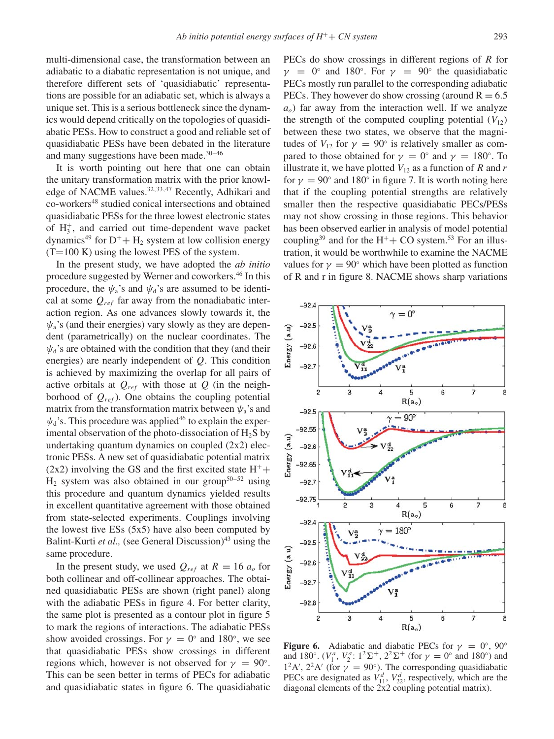multi-dimensional case, the transformation between an adiabatic to a diabatic representation is not unique, and therefore different sets of 'quasidiabatic' representations are possible for an adiabatic set, which is always a unique set. This is a serious bottleneck since the dynamics would depend critically on the topologies of quasidiabatic PESs. How to construct a good and reliable set of quasidiabatic PESs have been debated in the literature and many suggestions have been made.[30–46]

It is worth pointing out here that one can obtain the unitary transformation matrix with the prior knowledge of NACME values.[32,33,47] Recently, Adhikari and co-workers[48] studied conical intersections and obtained quasidiabatic PESs for the three lowest electronic states of $H_3^+$, and carried out time-dependent wave packet dynamics[49] for $D^+ + H_2$ system at low collision energy (T=100 K) using the lowest PES of the system.

In the present study, we have adopted the *ab initio* procedure suggested by Werner and coworkers.[46] In this procedure, the $\psi_a$'s and $\psi_d$'s are assumed to be identical at some $Q_{ref}$ far away from the nonadiabatic interaction region. As one advances slowly towards it, the $\psi_a$'s (and their energies) vary slowly as they are dependent (parametrically) on the nuclear coordinates. The $\psi_d$'s are obtained with the condition that they (and their energies) are nearly independent of $Q$. This condition is achieved by maximizing the overlap for all pairs of active orbitals at $Q_{ref}$ with those at $Q$ (in the neighborhood of $Q_{ref}$). One obtains the coupling potential matrix from the transformation matrix between $\psi_a$'s and $\psi_d$'s. This procedure was applied[46] to explain the experimental observation of the photo-dissociation of $H_2S$ by undertaking quantum dynamics on coupled (2x2) electronic PESs. A new set of quasidiabatic potential matrix (2x2) involving the GS and the first excited state $H^+ + H_2$ system was also obtained in our group[50–52] using this procedure and quantum dynamics yielded results in excellent quantitative agreement with those obtained from state-selected experiments. Couplings involving the lowest five ESs (5x5) have also been computed by Balint-Kurti *et al.,* (see General Discussion)[43] using the same procedure.

In the present study, we used $Q_{ref}$ at $R = 16\ a_o$ for both collinear and off-collinear approaches. The obtained quasidiabatic PESs are shown (right panel) along with the adiabatic PESs in figure 4. For better clarity, the same plot is presented as a contour plot in figure 5 to mark the regions of interactions. The adiabatic PESs show avoided crossings. For $\gamma = 0°$ and $180°$, we see that quasidiabatic PESs show crossings in different regions which, however is not observed for $\gamma = 90°$. This can be seen better in terms of PECs for adiabatic and quasidiabatic states in figure 6. The quasidiabatic PECs do show crossings in different regions of $R$ for $\gamma = 0°$ and $180°$. For $\gamma = 90°$ the quasidiabatic PECs mostly run parallel to the corresponding adiabatic PECs. They however do show crossing (around R = 6.5 $a_o$) far away from the interaction well. If we analyze the strength of the computed coupling potential ($V_{12}$) between these two states, we observe that the magnitudes of $V_{12}$ for $\gamma = 90°$ is relatively smaller as compared to those obtained for $\gamma = 0°$ and $\gamma = 180°$. To illustrate it, we have plotted $V_{12}$ as a function of $R$ and $r$ for $\gamma = 90°$ and $180°$ in figure 7. It is worth noting here that if the coupling potential strengths are relatively smaller then the respective quasidiabatic PECs/PESs may not show crossing in those regions. This behavior has been observed earlier in analysis of model potential coupling[39] and for the $H^+ + CO$ system.[53] For an illustration, it would be worthwhile to examine the NACME values for $\gamma = 90°$ which have been plotted as function of R and r in figure 8. NACME shows sharp variations

**Figure 6.** Adiabatic and diabatic PECs for $\gamma = 0°$, $90°$ and $180°$. ($V_1^a$, $V_2^a$: $1^2\Sigma^+$, $2^2\Sigma^+$ (for $\gamma = 0°$ and $180°$) and $1^2A'$, $2^2A'$ (for $\gamma = 90°$). The corresponding quasidiabatic PECs are designated as $V_{11}^d$, $V_{22}^d$, respectively, which are the diagonal elements of the 2x2 coupling potential matrix).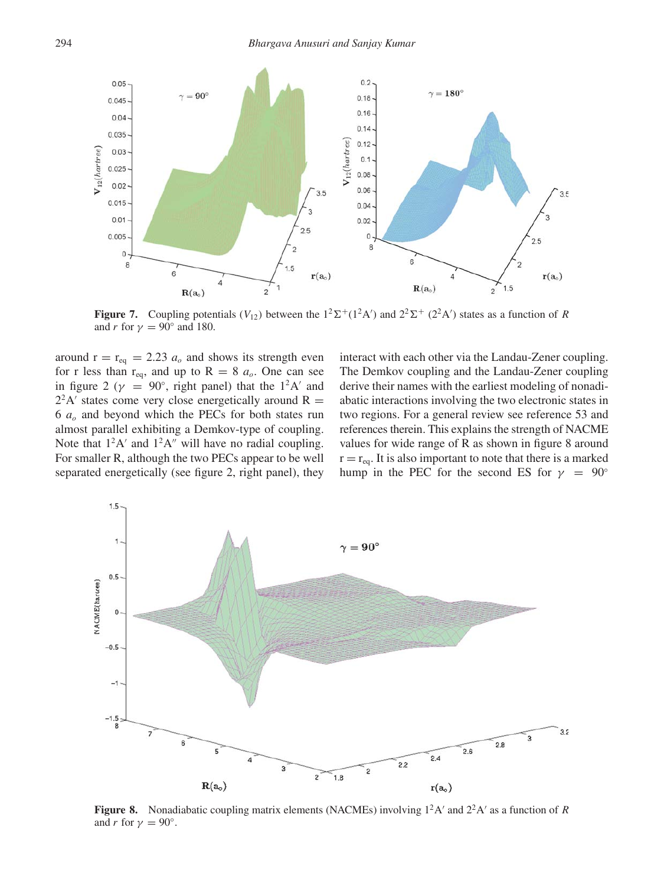**Figure 7.** Coupling potentials ($V_{12}$) between the $1^2\Sigma^+(1^2A')$ and $2^2\Sigma^+$ ($2^2A'$) states as a function of $R$ and $r$ for $\gamma = 90°$ and 180.

around $r = r_{eq} = 2.23\ a_o$ and shows its strength even for r less than $r_{eq}$, and up to $R = 8\ a_o$. One can see in figure 2 ($\gamma = 90°$, right panel) that the $1^2A'$ and $2^2A'$ states come very close energetically around $R = 6\ a_o$ and beyond which the PECs for both states run almost parallel exhibiting a Demkov-type of coupling. Note that $1^2A'$ and $1^2A''$ will have no radial coupling. For smaller R, although the two PECs appear to be well separated energetically (see figure 2, right panel), they interact with each other via the Landau-Zener coupling. The Demkov coupling and the Landau-Zener coupling derive their names with the earliest modeling of nonadiabatic interactions involving the two electronic states in two regions. For a general review see reference 53 and references therein. This explains the strength of NACME values for wide range of R as shown in figure 8 around $r = r_{eq}$. It is also important to note that there is a marked hump in the PEC for the second ES for $\gamma = 90°$

**Figure 8.** Nonadiabatic coupling matrix elements (NACMEs) involving $1^2A'$ and $2^2A'$ as a function of $R$ and $r$ for $\gamma = 90°$.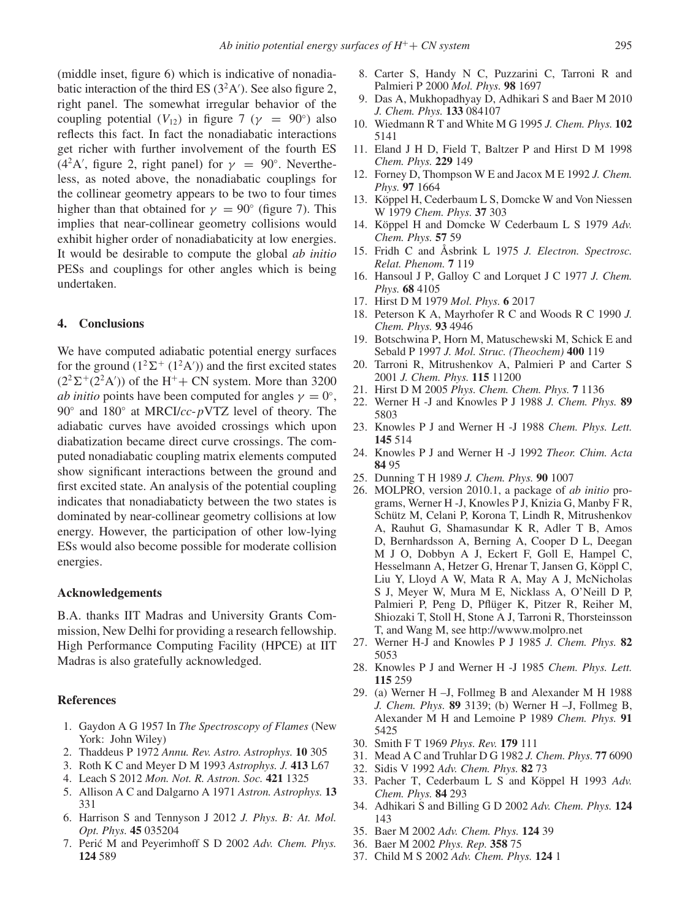(middle inset, figure 6) which is indicative of nonadiabatic interaction of the third ES ($3^2A'$). See also figure 2, right panel. The somewhat irregular behavior of the coupling potential ($V_{12}$) in figure 7 ($\gamma = 90°$) also reflects this fact. In fact the nonadiabatic interactions get richer with further involvement of the fourth ES ($4^2A'$, figure 2, right panel) for $\gamma = 90°$. Nevertheless, as noted above, the nonadiabatic couplings for the collinear geometry appears to be two to four times higher than that obtained for $\gamma = 90°$ (figure 7). This implies that near-collinear geometry collisions would exhibit higher order of nonadiabaticity at low energies. It would be desirable to compute the global *ab initio* PESs and couplings for other angles which is being undertaken.

## 4. Conclusions

We have computed adiabatic potential energy surfaces for the ground ($1^2\Sigma^+$ ($1^2A'$)) and the first excited states ($2^2\Sigma^+$($2^2A'$)) of the $H^+$+ CN system. More than 3200 *ab initio* points have been computed for angles $\gamma = 0°$, 90° and 180° at MRCI/*cc-p*VTZ level of theory. The adiabatic curves have avoided crossings which upon diabatization became direct curve crossings. The computed nonadiabatic coupling matrix elements computed show significant interactions between the ground and first excited state. An analysis of the potential coupling indicates that nonadiabaticty between the two states is dominated by near-collinear geometry collisions at low energy. However, the participation of other low-lying ESs would also become possible for moderate collision energies.

### Acknowledgements

B.A. thanks IIT Madras and University Grants Commission, New Delhi for providing a research fellowship. High Performance Computing Facility (HPCE) at IIT Madras is also gratefully acknowledged.

### References

1. Gaydon A G 1957 In *The Spectroscopy of Flames* (New York: John Wiley)
2. Thaddeus P 1972 *Annu. Rev. Astro. Astrophys.* **10** 305
3. Roth K C and Meyer D M 1993 *Astrophys. J.* **413** L67
4. Leach S 2012 *Mon. Not. R. Astron. Soc.* **421** 1325
5. Allison A C and Dalgarno A 1971 *Astron. Astrophys.* **13** 331
6. Harrison S and Tennyson J 2012 *J. Phys. B: At. Mol. Opt. Phys.* **45** 035204
7. Perić M and Peyerimhoff S D 2002 *Adv. Chem. Phys.* **124** 589
8. Carter S, Handy N C, Puzzarini C, Tarroni R and Palmieri P 2000 *Mol. Phys.* **98** 1697
9. Das A, Mukhopadhyay D, Adhikari S and Baer M 2010 *J. Chem. Phys.* **133** 084107
10. Wiedmann R T and White M G 1995 *J. Chem. Phys.* **102** 5141
11. Eland J H D, Field T, Baltzer P and Hirst D M 1998 *Chem. Phys.* **229** 149
12. Forney D, Thompson W E and Jacox M E 1992 *J. Chem. Phys.* **97** 1664
13. Köppel H, Cederbaum L S, Domcke W and Von Niessen W 1979 *Chem. Phys.* **37** 303
14. Köppel H and Domcke W Cederbaum L S 1979 *Adv. Chem. Phys.* **57** 59
15. Fridh C and Åsbrink L 1975 *J. Electron. Spectrosc. Relat. Phenom.* **7** 119
16. Hansoul J P, Galloy C and Lorquet J C 1977 *J. Chem. Phys.* **68** 4105
17. Hirst D M 1979 *Mol. Phys.* **6** 2017
18. Peterson K A, Mayrhofer R C and Woods R C 1990 *J. Chem. Phys.* **93** 4946
19. Botschwina P, Horn M, Matuschewski M, Schick E and Sebald P 1997 *J. Mol. Struc. (Theochem)* **400** 119
20. Tarroni R, Mitrushenkov A, Palmieri P and Carter S 2001 *J. Chem. Phys.* **115** 11200
21. Hirst D M 2005 *Phys. Chem. Chem. Phys.* **7** 1136
22. Werner H -J and Knowles P J 1988 *J. Chem. Phys.* **89** 5803
23. Knowles P J and Werner H -J 1988 *Chem. Phys. Lett.* **145** 514
24. Knowles P J and Werner H -J 1992 *Theor. Chim. Acta* **84** 95
25. Dunning T H 1989 *J. Chem. Phys.* **90** 1007
26. MOLPRO, version 2010.1, a package of *ab initio* programs, Werner H -J, Knowles P J, Knizia G, Manby F R, Schütz M, Celani P, Korona T, Lindh R, Mitrushenkov A, Rauhut G, Shamasundar K R, Adler T B, Amos D, Bernhardsson A, Berning A, Cooper D L, Deegan M J O, Dobbyn A J, Eckert F, Goll E, Hampel C, Hesselmann A, Hetzer G, Hrenar T, Jansen G, Köppl C, Liu Y, Lloyd A W, Mata R A, May A J, McNicholas S J, Meyer W, Mura M E, Nicklass A, O'Neill D P, Palmieri P, Peng D, Pflüger K, Pitzer R, Reiher M, Shiozaki T, Stoll H, Stone A J, Tarroni R, Thorsteinsson T, and Wang M, see http://wwww.molpro.net
27. Werner H-J and Knowles P J 1985 *J. Chem. Phys.* **82** 5053
28. Knowles P J and Werner H -J 1985 *Chem. Phys. Lett.* **115** 259
29. (a) Werner H –J, Follmeg B and Alexander M H 1988 *J. Chem. Phys.* **89** 3139; (b) Werner H –J, Follmeg B, Alexander M H and Lemoine P 1989 *Chem. Phys.* **91** 5425
30. Smith F T 1969 *Phys. Rev.* **179** 111
31. Mead A C and Truhlar D G 1982 *J. Chem. Phys.* **77** 6090
32. Sidis V 1992 *Adv. Chem. Phys.* **82** 73
33. Pacher T, Cederbaum L S and Köppel H 1993 *Adv. Chem. Phys.* **84** 293
34. Adhikari S and Billing G D 2002 *Adv. Chem. Phys.* **124** 143
35. Baer M 2002 *Adv. Chem. Phys.* **124** 39
36. Baer M 2002 *Phys. Rep.* **358** 75
37. Child M S 2002 *Adv. Chem. Phys.* **124** 1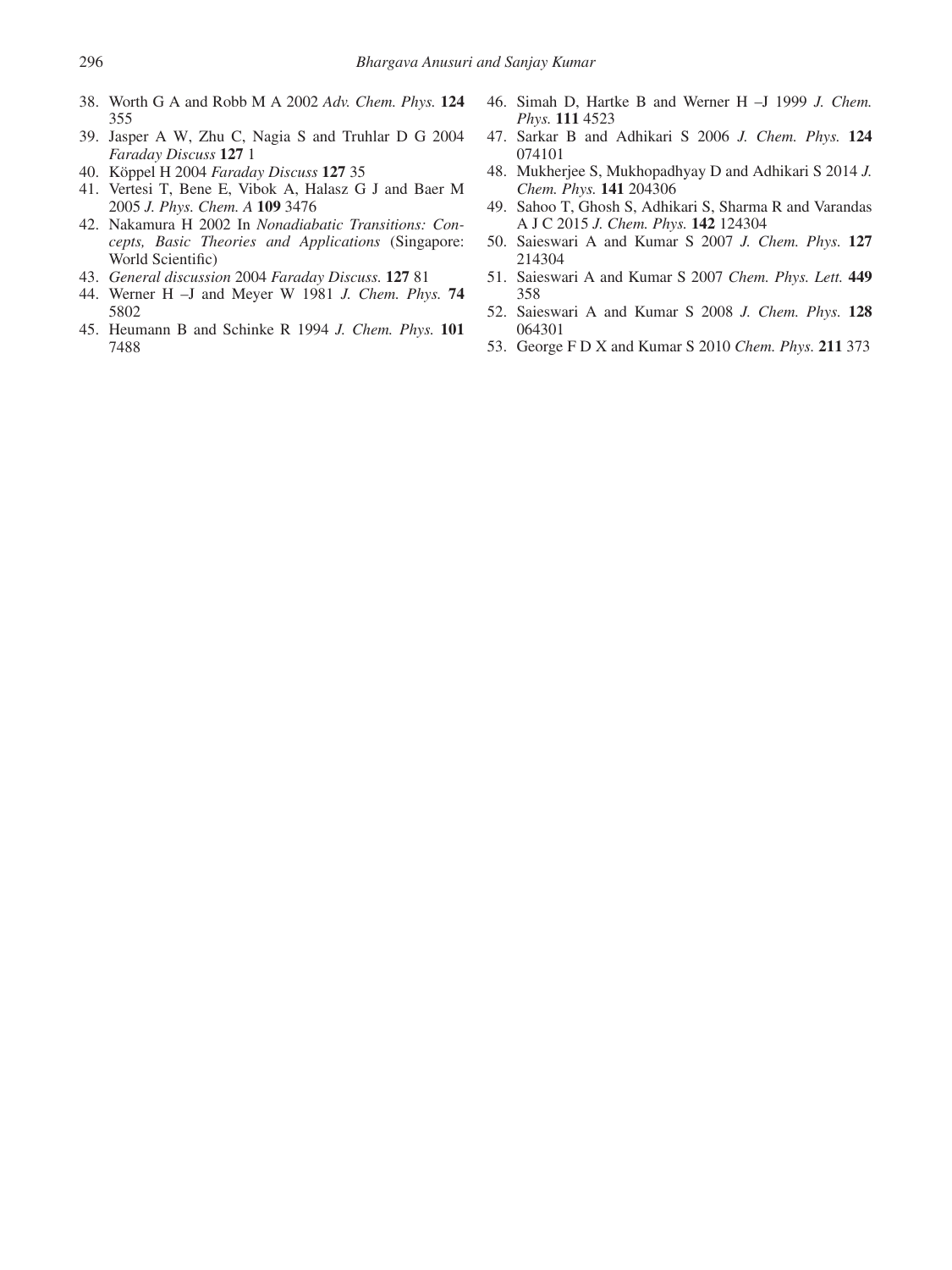38. Worth G A and Robb M A 2002 *Adv. Chem. Phys.* **124** 355
39. Jasper A W, Zhu C, Nagia S and Truhlar D G 2004 *Faraday Discuss* **127** 1
40. Köppel H 2004 *Faraday Discuss* **127** 35
41. Vertesi T, Bene E, Vibok A, Halasz G J and Baer M 2005 *J. Phys. Chem. A* **109** 3476
42. Nakamura H 2002 In *Nonadiabatic Transitions: Concepts, Basic Theories and Applications* (Singapore: World Scientific)
43. *General discussion* 2004 *Faraday Discuss.* **127** 81
44. Werner H –J and Meyer W 1981 *J. Chem. Phys.* **74** 5802
45. Heumann B and Schinke R 1994 *J. Chem. Phys.* **101** 7488
46. Simah D, Hartke B and Werner H –J 1999 *J. Chem. Phys.* **111** 4523
47. Sarkar B and Adhikari S 2006 *J. Chem. Phys.* **124** 074101
48. Mukherjee S, Mukhopadhyay D and Adhikari S 2014 *J. Chem. Phys.* **141** 204306
49. Sahoo T, Ghosh S, Adhikari S, Sharma R and Varandas A J C 2015 *J. Chem. Phys.* **142** 124304
50. Saieswari A and Kumar S 2007 *J. Chem. Phys.* **127** 214304
51. Saieswari A and Kumar S 2007 *Chem. Phys. Lett.* **449** 358
52. Saieswari A and Kumar S 2008 *J. Chem. Phys.* **128** 064301
53. George F D X and Kumar S 2010 *Chem. Phys.* **211** 373